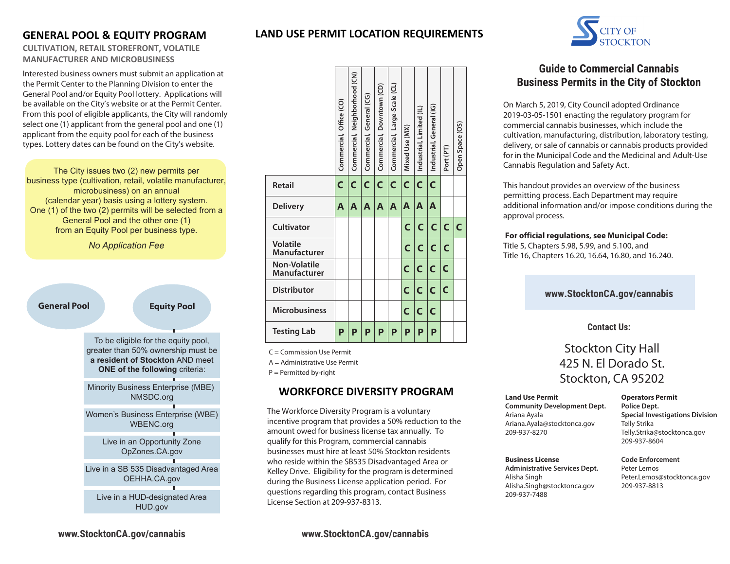## GENERAL POOL & EQUITY PROGRAM

**CULTIVATION, RETAIL STOREFRONT, VOLATILE MANUFACTURER AND MICROBUSINESS**

Interested business owners must submit an application at the Permit Center to the Planning Division to enter the General Pool and/or Equity Pool lottery. Applications will be available on the City's website or at the Permit Center. From this pool of eligible applicants, the City will randomly select one (1) applicant from the general pool and one (1) applicant from the equity pool for each of the business types. Lottery dates can be found on the City's website.

The City issues two (2) new permits per business type (cultivation, retail, volatile manufacturer, microbusiness) on an annual (calendar year) basis using a lottery system. One (1) of the two (2) permits will be selected from a General Pool and the other one (1) from an Equity Pool per business type.

*No Application Fee*

**General Pool**

**Equity Pool**

To be eligible for the equity pool, greater than 50% ownership must be **a resident of Stockton** AND meet **ONE of the following** criteria:

- Minority Business Enterprise (MBE) NMSDC.org
- Women's Business Enterprise (WBE) WBENC.org
- Live in an Opportunity Zone OpZones.CA.gov
- Live in a SB 535 Disadvantaged Area OEHHA.CA.gov
- Live in a HUD-designated Area HUD.gov

**www.StocktonCA.gov/cannabis**

## LAND USE PERMIT LOCATION REQUIREMENTS

| | Commercial, Office (CO) | Commercial, Neighborhood (CN) | Commercial, General (CG) | Commercial, Downtown (CD) | Commercial, Large-Scale (CL) | Mixed Use (MX) | Industrial, Limited (IL) | Industrial, General (IG) | Port (PT) | Open Space (OS) |
|---|---|---|---|---|---|---|---|---|---|---|
| **Retail** | C | C | C | C | C | C | C | C | | |
| **Delivery** | A | A | A | A | A | A | A | A | | |
| **Cultivator** | | | | | | C | C | C | C | C |
| **Volatile Manufacturer** | | | | | | C | C | C | C | |
| **Non-Volatile Manufacturer** | | | | | | C | C | C | C | |
| **Distributor** | | | | | | C | C | C | C | |
| **Microbusiness** | | | | | | C | C | C | | |
| **Testing Lab** | P | P | P | P | P | P | P | P | | |

C = Commission Use Permit
A = Administrative Use Permit
P = Permitted by-right

## WORKFORCE DIVERSITY PROGRAM

The Workforce Diversity Program is a voluntary incentive program that provides a 50% reduction to the amount owed for business license tax annually. To qualify for this Program, commercial cannabis businesses must hire at least 50% Stockton residents who reside within the SB535 Disadvantaged Area or Kelley Drive. Eligibility for the program is determined during the Business License application period. For questions regarding this program, contact Business License Section at 209-937-8313.

**www.StocktonCA.gov/cannabis**

CITY OF STOCKTON

## Guide to Commercial Cannabis Business Permits in the City of Stockton

On March 5, 2019, City Council adopted Ordinance 2019-03-05-1501 enacting the regulatory program for commercial cannabis businesses, which include the cultivation, manufacturing, distribution, laboratory testing, delivery, or sale of cannabis or cannabis products provided for in the Municipal Code and the Medicinal and Adult-Use Cannabis Regulation and Safety Act.

This handout provides an overview of the business permitting process. Each Department may require additional information and/or impose conditions during the approval process.

**For official regulations, see Municipal Code:**
Title 5, Chapters 5.98, 5.99, and 5.100, and
Title 16, Chapters 16.20, 16.64, 16.80, and 16.240.

**www.StocktonCA.gov/cannabis**

**Contact Us:**

Stockton City Hall
425 N. El Dorado St.
Stockton, CA 95202

**Land Use Permit**
**Community Development Dept.**
Ariana Ayala
Ariana.Ayala@stocktonca.gov
209-937-8270

**Operators Permit**
**Police Dept.**
**Special Investigations Division**
Telly Strika
Telly.Strika@stocktonca.gov
209-937-8604

**Business License**
**Administrative Services Dept.**
Alisha Singh
Alisha.Singh@stocktonca.gov
209-937-7488

**Code Enforcement**
Peter Lemos
Peter.Lemos@stocktonca.gov
209-937-8813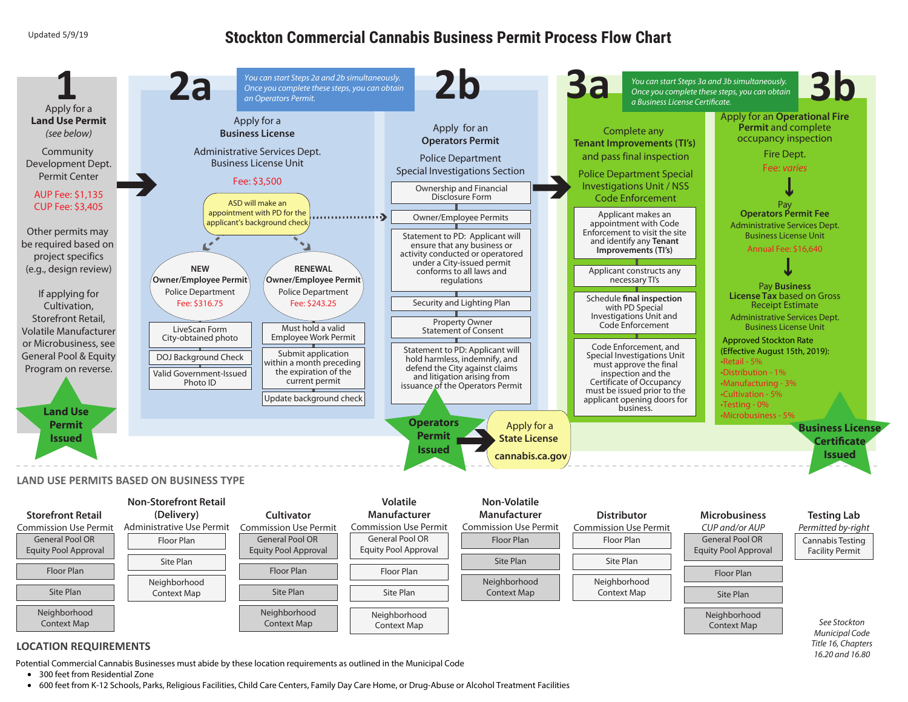Updated 5/9/19

# Stockton Commercial Cannabis Business Permit Process Flow Chart

## 1

Apply for a **Land Use Permit** *(see below)*

Community Development Dept. Permit Center

AUP Fee: $1,135
CUP Fee: $3,405

Other permits may be required based on project specifics (e.g., design review)

If applying for Cultivation, Storefront Retail, Volatile Manufacturer or Microbusiness, see General Pool & Equity Program on reverse.

**Land Use Permit Issued**

*You can start Steps 2a and 2b simultaneously. Once you complete these steps, you can obtain an Operators Permit.*

## 2a

Apply for a **Business License**

Administrative Services Dept. Business License Unit

Fee: $3,500

ASD will make an appointment with PD for the applicant's background check

**NEW Owner/Employee Permit**
Police Department
Fee: $316.75

- LiveScan Form City-obtained photo
- DOJ Background Check
- Valid Government-Issued Photo ID

**RENEWAL Owner/Employee Permit**
Police Department
Fee: $243.25

- Must hold a valid Employee Work Permit
- Submit application within a month preceding the expiration of the current permit
- Update background check

## 2b

Apply for an **Operators Permit**

Police Department Special Investigations Section

- Ownership and Financial Disclosure Form
- Owner/Employee Permits
- Statement to PD: Applicant will ensure that any business or activity conducted or operated under a City-issued permit conforms to all laws and regulations
- Security and Lighting Plan
- Property Owner Statement of Consent
- Statement to PD: Applicant will hold harmless, indemnify, and defend the City against claims and litigation arising from issuance of the Operators Permit

**Operators Permit Issued**

Apply for a **State License**

**cannabis.ca.gov**

*You can start Steps 3a and 3b simultaneously. Once you complete these steps, you can obtain a Business License Certificate.*

## 3a

Complete any **Tenant Improvements (TI's)** and pass final inspection

Police Department Special Investigations Unit / NSS Code Enforcement

- Applicant makes an appointment with Code Enforcement to visit the site and identify any **Tenant Improvements (TI's)**
- Applicant constructs any necessary TI's
- Schedule **final inspection** with PD Special Investigations Unit and Code Enforcement
- Code Enforcement, and Special Investigations Unit must approve the final inspection and the Certificate of Occupancy must be issued prior to the applicant opening doors for business.

## 3b

Apply for an **Operational Fire Permit** and complete occupancy inspection

Fire Dept.

Fee: *varies*

Pay **Operators Permit Fee**

Administrative Services Dept. Business License Unit

Annual Fee: $16,640

Pay **Business License Tax** based on Gross Receipt Estimate

Administrative Services Dept. Business License Unit

Approved Stockton Rate (Effective August 15th, 2019):

- Retail - 5%
- Distribution - 1%
- Manufacturing - 3%
- Cultivation - 5%
- Testing - 0%
- Microbusiness - 5%

**Business License Certificate Issued**

## LAND USE PERMITS BASED ON BUSINESS TYPE

**Storefront Retail** — Commission Use Permit
- General Pool OR Equity Pool Approval
- Floor Plan
- Site Plan
- Neighborhood Context Map

**Non-Storefront Retail (Delivery)** — Administrative Use Permit
- Floor Plan
- Site Plan
- Neighborhood Context Map

**Cultivator** — Commission Use Permit
- General Pool OR Equity Pool Approval
- Floor Plan
- Site Plan
- Neighborhood Context Map

**Volatile Manufacturer** — Commission Use Permit
- General Pool OR Equity Pool Approval
- Floor Plan
- Site Plan
- Neighborhood Context Map

**Non-Volatile Manufacturer** — Commission Use Permit
- Floor Plan
- Site Plan
- Neighborhood Context Map

**Distributor** — Commission Use Permit
- Floor Plan
- Site Plan
- Neighborhood Context Map

**Microbusiness** — *CUP and/or AUP*
- General Pool OR Equity Pool Approval
- Floor Plan
- Site Plan
- Neighborhood Context Map

**Testing Lab** — *Permitted by-right*
- Cannabis Testing Facility Permit

*See Stockton Municipal Code Title 16, Chapters 16.20 and 16.80*

## LOCATION REQUIREMENTS

Potential Commercial Cannabis Businesses must abide by these location requirements as outlined in the Municipal Code

- 300 feet from Residential Zone
- 600 feet from K-12 Schools, Parks, Religious Facilities, Child Care Centers, Family Day Care Home, or Drug-Abuse or Alcohol Treatment Facilities